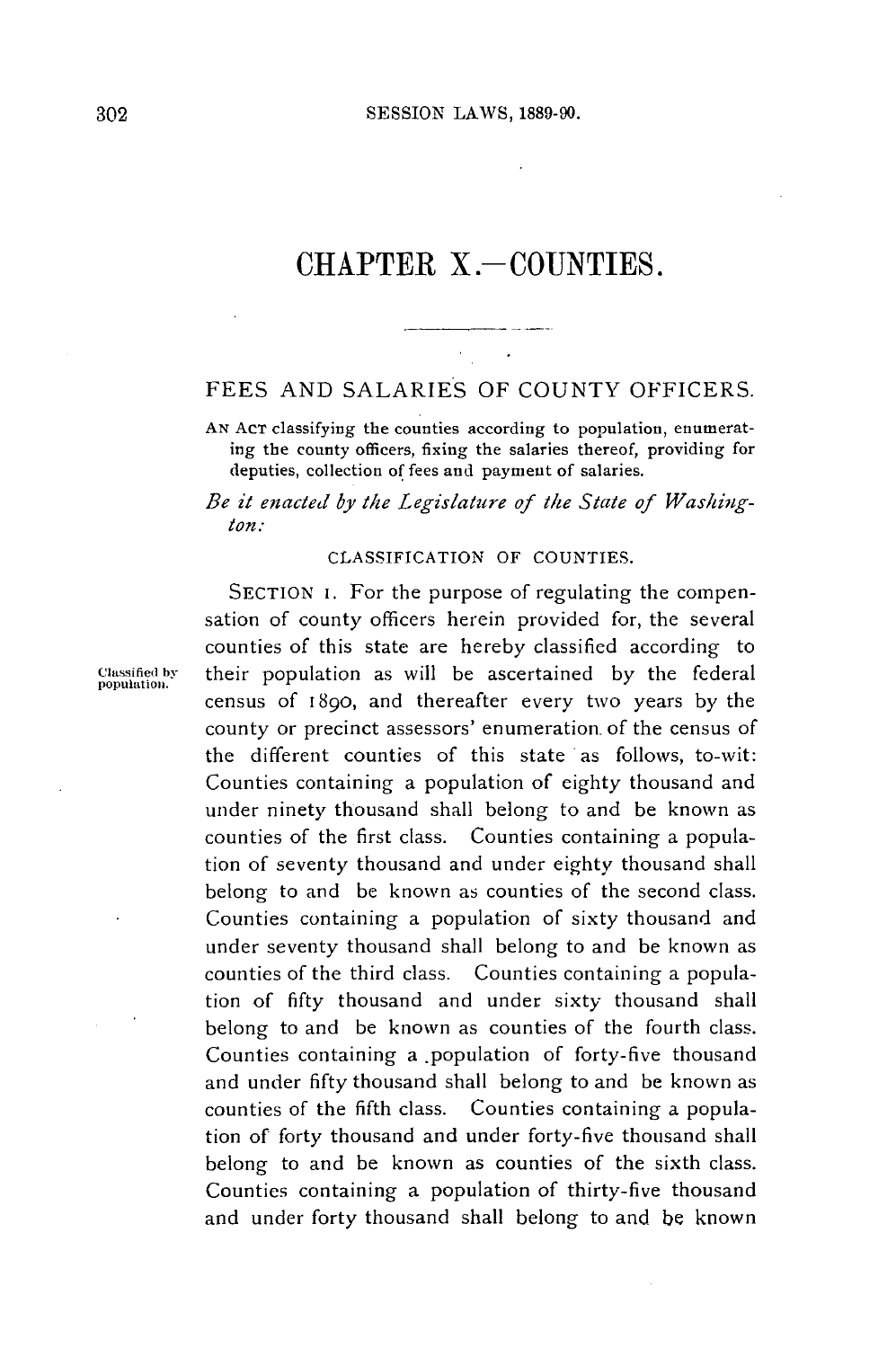# CHAPTER X.—COUNTIES.

## FEES AND SALARIES OF COUNTY OFFICERS.

AN ACT classifying the counties according to population, enumerating the county officers, fixing the salaries thereof, providing for deputies, collection of fees and payment of salaries.

*Be it enacted by the Legislature of the State of Washington:*

### CLASSIFICATION OF COUNTIES.

Classified by population.

SECTION 1. For the purpose of regulating the compensation of county officers herein provided for, the several counties of this state are hereby classified according to their population as will be ascertained by the federal census of 1890, and thereafter every two years by the county or precinct assessors' enumeration of the census of the different counties of this state as follows, to-wit: Counties containing a population of eighty thousand and under ninety thousand shall belong to and be known as counties of the first class. Counties containing a population of seventy thousand and under eighty thousand shall belong to and be known as counties of the second class. Counties containing a population of sixty thousand and under seventy thousand shall belong to and be known as counties of the third class. Counties containing a population of fifty thousand and under sixty thousand shall belong to and be known as counties of the fourth class. Counties containing a population of forty-five thousand and under fifty thousand shall belong to and be known as counties of the fifth class. Counties containing a population of forty thousand and under forty-five thousand shall belong to and be known as counties of the sixth class. Counties containing a population of thirty-five thousand and under forty thousand shall belong to and be known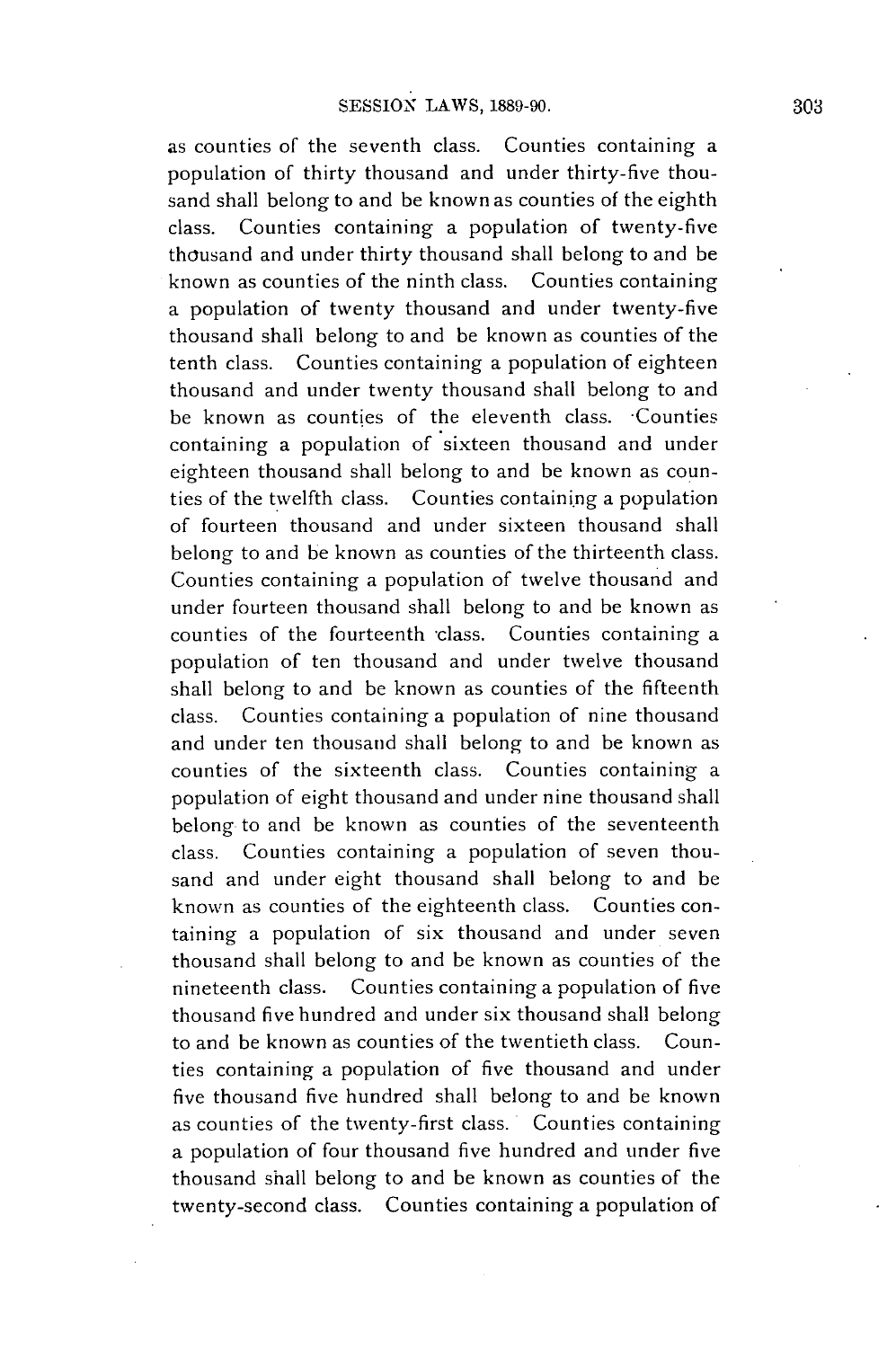as counties of the seventh class. Counties containing a population of thirty thousand and under thirty-five thousand shall belong to and be known as counties of the eighth class. Counties containing a population of twenty-five thousand and under thirty thousand shall belong to and be known as counties of the ninth class. Counties containing a population of twenty thousand and under twenty-five thousand shall belong to and be known as counties of the tenth class. Counties containing a population of eighteen thousand and under twenty thousand shall belong to and be known as counties of the eleventh class. Counties containing a population of sixteen thousand and under eighteen thousand shall belong to and be known as counties of the twelfth class. Counties containing a population of fourteen thousand and under sixteen thousand shall belong to and be known as counties of the thirteenth class. Counties containing a population of twelve thousand and under fourteen thousand shall belong to and be known as counties of the fourteenth class. Counties containing a population of ten thousand and under twelve thousand shall belong to and be known as counties of the fifteenth class. Counties containing a population of nine thousand and under ten thousand shall belong to and be known as counties of the sixteenth class. Counties containing a population of eight thousand and under nine thousand shall belong to and be known as counties of the seventeenth class. Counties containing a population of seven thousand and under eight thousand shall belong to and be known as counties of the eighteenth class. Counties containing a population of six thousand and under seven thousand shall belong to and be known as counties of the nineteenth class. Counties containing a population of five thousand five hundred and under six thousand shall belong to and be known as counties of the twentieth class. Counties containing a population of five thousand and under five thousand five hundred shall belong to and be known as counties of the twenty-first class. Counties containing a population of four thousand five hundred and under five thousand shall belong to and be known as counties of the twenty-second class. Counties containing a population of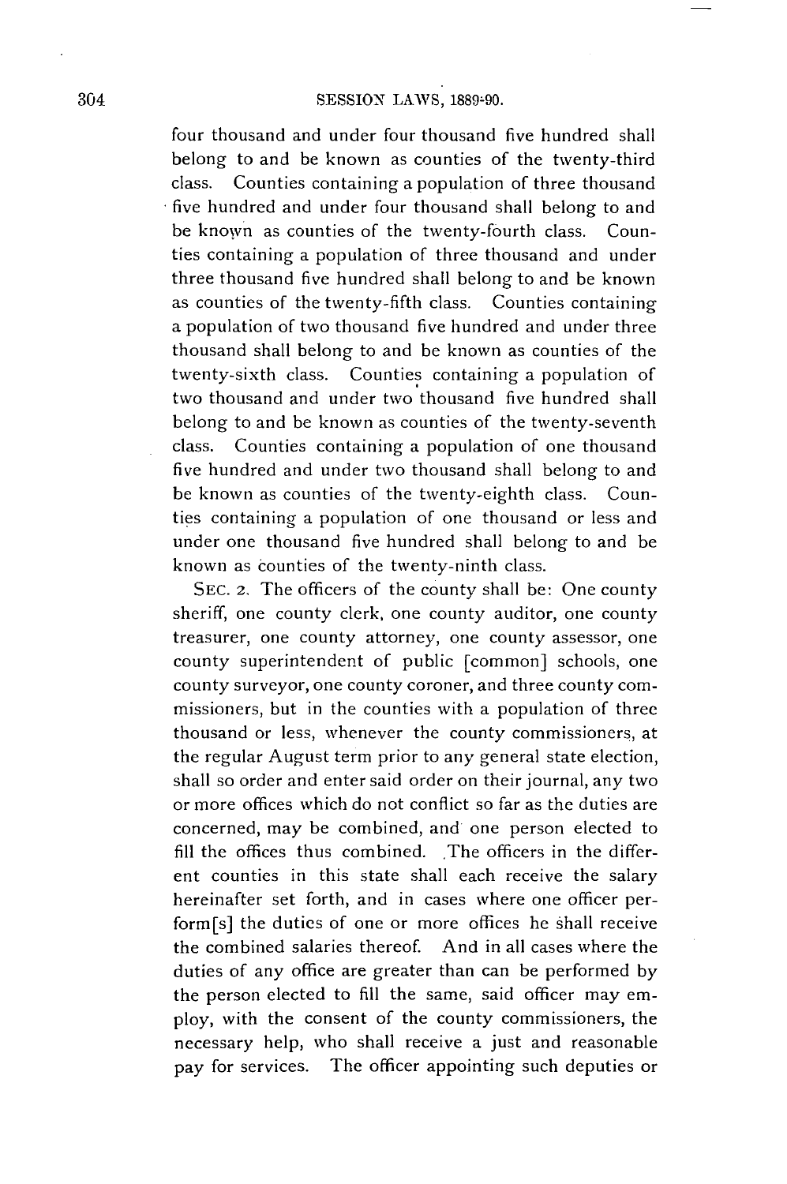four thousand and under four thousand five hundred shall belong to and be known as counties of the twenty-third class. Counties containing a population of three thousand five hundred and under four thousand shall belong to and be known as counties of the twenty-fourth class. Counties containing a population of three thousand and under three thousand five hundred shall belong to and be known as counties of the twenty-fifth class. Counties containing a population of two thousand five hundred and under three thousand shall belong to and be known as counties of the twenty-sixth class. Counties containing a population of two thousand and under two thousand five hundred shall belong to and be known as counties of the twenty-seventh class. Counties containing a population of one thousand five hundred and under two thousand shall belong to and be known as counties of the twenty-eighth class. Counties containing a population of one thousand or less and under one thousand five hundred shall belong to and be known as counties of the twenty-ninth class.

SEC. 2. The officers of the county shall be: One county sheriff, one county clerk, one county auditor, one county treasurer, one county attorney, one county assessor, one county superintendent of public [common] schools, one county surveyor, one county coroner, and three county commissioners, but in the counties with a population of three thousand or less, whenever the county commissioners, at the regular August term prior to any general state election, shall so order and enter said order on their journal, any two or more offices which do not conflict so far as the duties are concerned, may be combined, and one person elected to fill the offices thus combined. The officers in the different counties in this state shall each receive the salary hereinafter set forth, and in cases where one officer perform[s] the duties of one or more offices he shall receive the combined salaries thereof. And in all cases where the duties of any office are greater than can be performed by the person elected to fill the same, said officer may employ, with the consent of the county commissioners, the necessary help, who shall receive a just and reasonable pay for services. The officer appointing such deputies or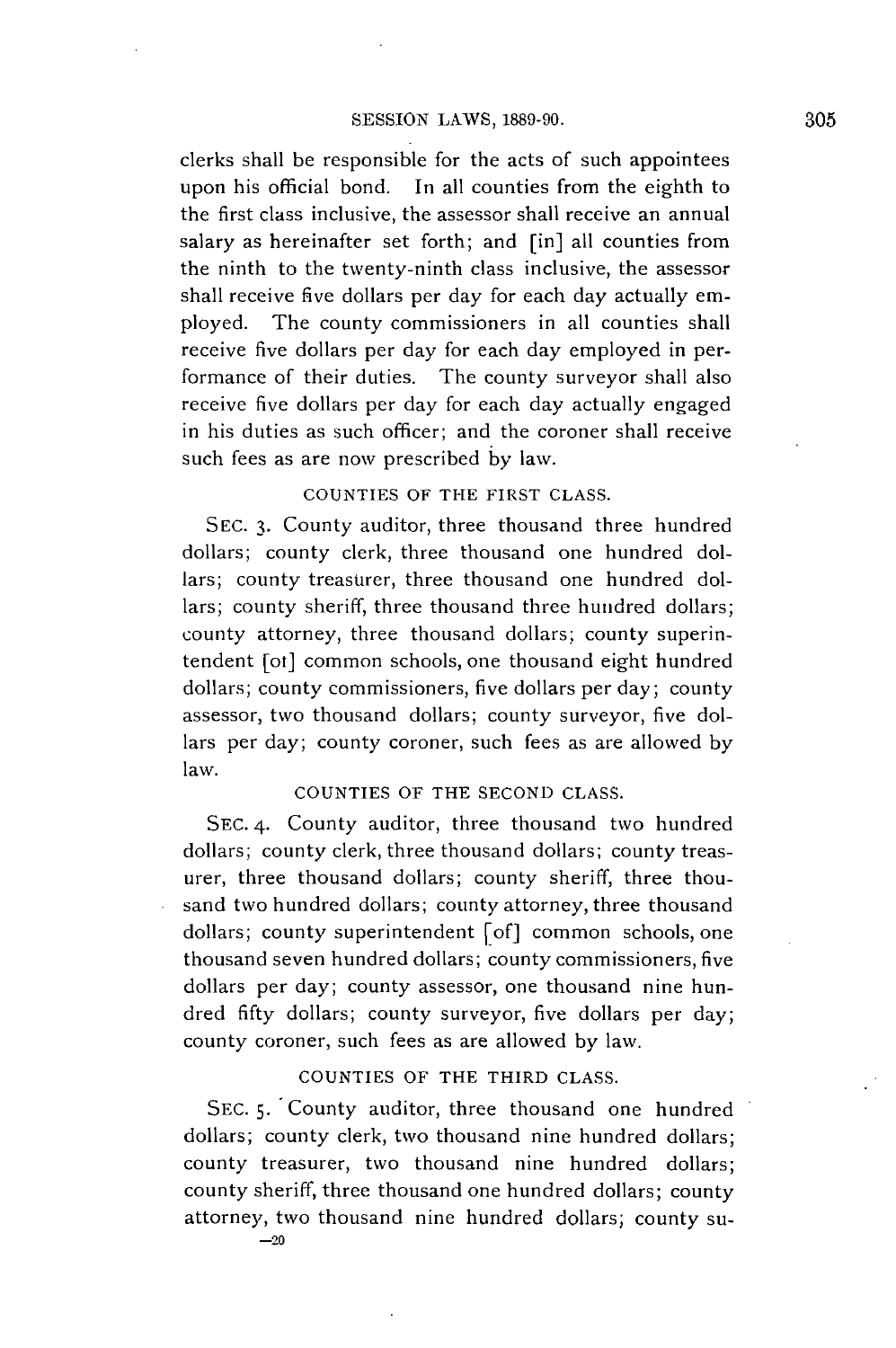clerks shall be responsible for the acts of such appointees upon his official bond. In all counties from the eighth to the first class inclusive, the assessor shall receive an annual salary as hereinafter set forth; and [in] all counties from the ninth to the twenty-ninth class inclusive, the assessor shall receive five dollars per day for each day actually employed. The county commissioners in all counties shall receive five dollars per day for each day employed in performance of their duties. The county surveyor shall also receive five dollars per day for each day actually engaged in his duties as such officer; and the coroner shall receive such fees as are now prescribed by law.

### COUNTIES OF THE FIRST CLASS.

SEC. 3. County auditor, three thousand three hundred dollars; county clerk, three thousand one hundred dollars; county treasurer, three thousand one hundred dollars; county sheriff, three thousand three hundred dollars; county attorney, three thousand dollars; county superintendent [ot] common schools, one thousand eight hundred dollars; county commissioners, five dollars per day; county assessor, two thousand dollars; county surveyor, five dollars per day; county coroner, such fees as are allowed by law.

### COUNTIES OF THE SECOND CLASS.

SEC. 4. County auditor, three thousand two hundred dollars; county clerk, three thousand dollars; county treasurer, three thousand dollars; county sheriff, three thousand two hundred dollars; county attorney, three thousand dollars; county superintendent [of] common schools, one thousand seven hundred dollars; county commissioners, five dollars per day; county assessor, one thousand nine hundred fifty dollars; county surveyor, five dollars per day; county coroner, such fees as are allowed by law.

### COUNTIES OF THE THIRD CLASS.

SEC. 5. County auditor, three thousand one hundred dollars; county clerk, two thousand nine hundred dollars; county treasurer, two thousand nine hundred dollars; county sheriff, three thousand one hundred dollars; county attorney, two thousand nine hundred dollars; county su-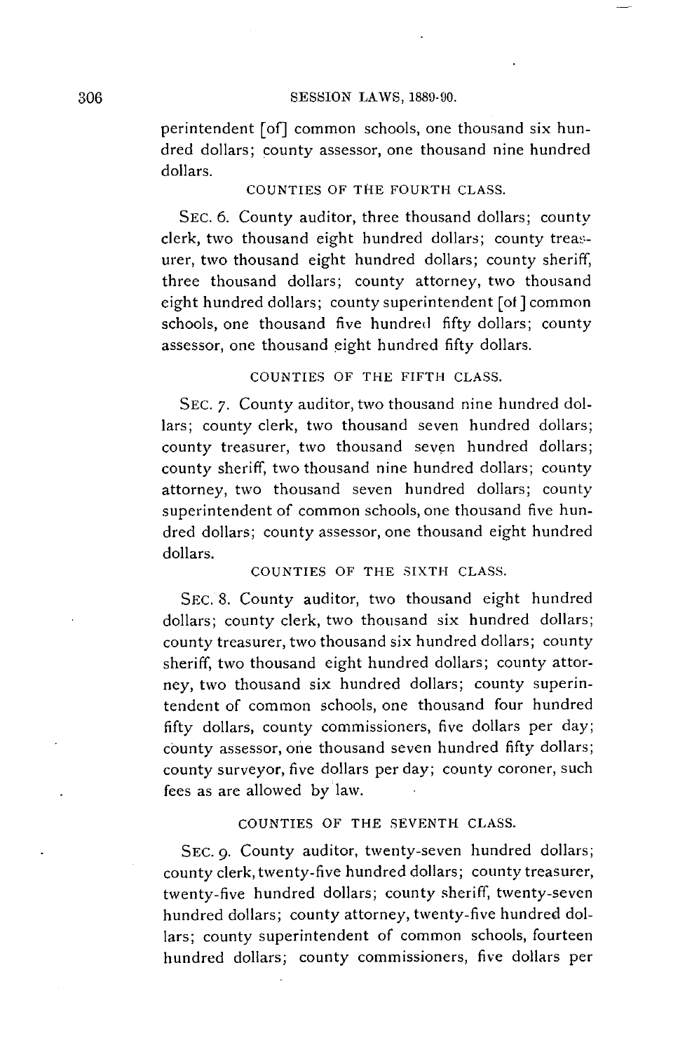perintendent [of] common schools, one thousand six hundred dollars; county assessor, one thousand nine hundred dollars.

### COUNTIES OF THE FOURTH CLASS.

SEC. 6. County auditor, three thousand dollars; county clerk, two thousand eight hundred dollars; county treasurer, two thousand eight hundred dollars; county sheriff, three thousand dollars; county attorney, two thousand eight hundred dollars; county superintendent [of] common schools, one thousand five hundred fifty dollars; county assessor, one thousand eight hundred fifty dollars.

### COUNTIES OF THE FIFTH CLASS.

SEC. 7. County auditor, two thousand nine hundred dollars; county clerk, two thousand seven hundred dollars; county treasurer, two thousand seven hundred dollars; county sheriff, two thousand nine hundred dollars; county attorney, two thousand seven hundred dollars; county superintendent of common schools, one thousand five hundred dollars; county assessor, one thousand eight hundred dollars.

### COUNTIES OF THE SIXTH CLASS.

SEC. 8. County auditor, two thousand eight hundred dollars; county clerk, two thousand six hundred dollars; county treasurer, two thousand six hundred dollars; county sheriff, two thousand eight hundred dollars; county attorney, two thousand six hundred dollars; county superintendent of common schools, one thousand four hundred fifty dollars, county commissioners, five dollars per day; county assessor, one thousand seven hundred fifty dollars; county surveyor, five dollars per day; county coroner, such fees as are allowed by law.

### COUNTIES OF THE SEVENTH CLASS.

SEC. 9. County auditor, twenty-seven hundred dollars; county clerk, twenty-five hundred dollars; county treasurer, twenty-five hundred dollars; county sheriff, twenty-seven hundred dollars; county attorney, twenty-five hundred dollars; county superintendent of common schools, fourteen hundred dollars; county commissioners, five dollars per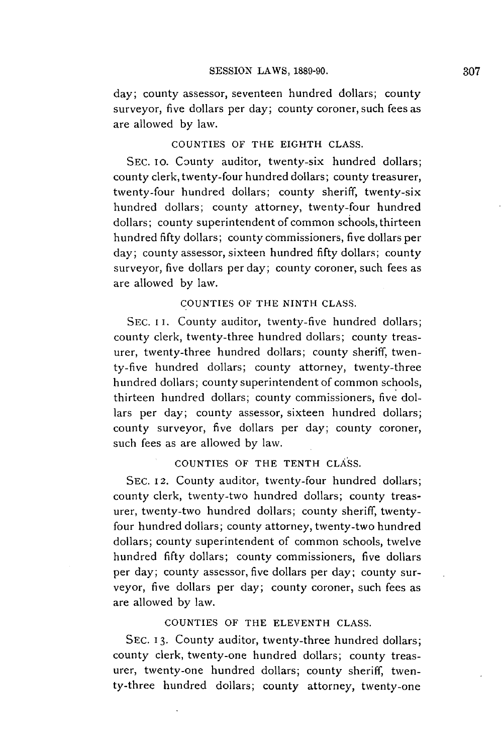day; county assessor, seventeen hundred dollars; county surveyor, five dollars per day; county coroner, such fees as are allowed by law.

### COUNTIES OF THE EIGHTH CLASS.

SEC. 10. County auditor, twenty-six hundred dollars; county clerk, twenty-four hundred dollars; county treasurer, twenty-four hundred dollars; county sheriff, twenty-six hundred dollars; county attorney, twenty-four hundred dollars; county superintendent of common schools, thirteen hundred fifty dollars; county commissioners, five dollars per day; county assessor, sixteen hundred fifty dollars; county surveyor, five dollars per day; county coroner, such fees as are allowed by law.

### COUNTIES OF THE NINTH CLASS.

SEC. 11. County auditor, twenty-five hundred dollars; county clerk, twenty-three hundred dollars; county treasurer, twenty-three hundred dollars; county sheriff, twenty-five hundred dollars; county attorney, twenty-three hundred dollars; county superintendent of common schools, thirteen hundred dollars; county commissioners, five dollars per day; county assessor, sixteen hundred dollars; county surveyor, five dollars per day; county coroner, such fees as are allowed by law.

### COUNTIES OF THE TENTH CLASS.

SEC. 12. County auditor, twenty-four hundred dollars; county clerk, twenty-two hundred dollars; county treasurer, twenty-two hundred dollars; county sheriff, twenty-four hundred dollars; county attorney, twenty-two hundred dollars; county superintendent of common schools, twelve hundred fifty dollars; county commissioners, five dollars per day; county assessor, five dollars per day; county surveyor, five dollars per day; county coroner, such fees as are allowed by law.

### COUNTIES OF THE ELEVENTH CLASS.

SEC. 13. County auditor, twenty-three hundred dollars; county clerk, twenty-one hundred dollars; county treasurer, twenty-one hundred dollars; county sheriff, twenty-three hundred dollars; county attorney, twenty-one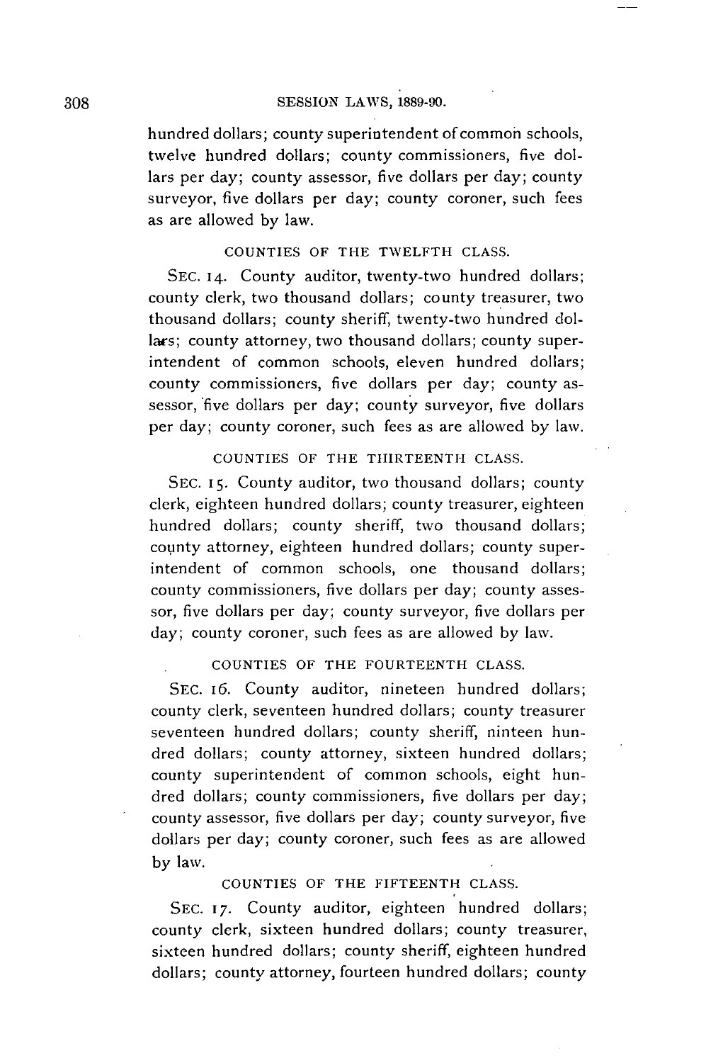hundred dollars; county superintendent of common schools, twelve hundred dollars; county commissioners, five dollars per day; county assessor, five dollars per day; county surveyor, five dollars per day; county coroner, such fees as are allowed by law.

### COUNTIES OF THE TWELFTH CLASS.

SEC. 14. County auditor, twenty-two hundred dollars; county clerk, two thousand dollars; county treasurer, two thousand dollars; county sheriff, twenty-two hundred dollars; county attorney, two thousand dollars; county superintendent of common schools, eleven hundred dollars; county commissioners, five dollars per day; county assessor, five dollars per day; county surveyor, five dollars per day; county coroner, such fees as are allowed by law.

### COUNTIES OF THE THIRTEENTH CLASS.

SEC. 15. County auditor, two thousand dollars; county clerk, eighteen hundred dollars; county treasurer, eighteen hundred dollars; county sheriff, two thousand dollars; county attorney, eighteen hundred dollars; county superintendent of common schools, one thousand dollars; county commissioners, five dollars per day; county assessor, five dollars per day; county surveyor, five dollars per day; county coroner, such fees as are allowed by law.

### COUNTIES OF THE FOURTEENTH CLASS.

SEC. 16. County auditor, nineteen hundred dollars; county clerk, seventeen hundred dollars; county treasurer seventeen hundred dollars; county sheriff, ninteen hundred dollars; county attorney, sixteen hundred dollars; county superintendent of common schools, eight hundred dollars; county commissioners, five dollars per day; county assessor, five dollars per day; county surveyor, five dollars per day; county coroner, such fees as are allowed by law.

### COUNTIES OF THE FIFTEENTH CLASS.

SEC. 17. County auditor, eighteen hundred dollars; county clerk, sixteen hundred dollars; county treasurer, sixteen hundred dollars; county sheriff, eighteen hundred dollars; county attorney, fourteen hundred dollars; county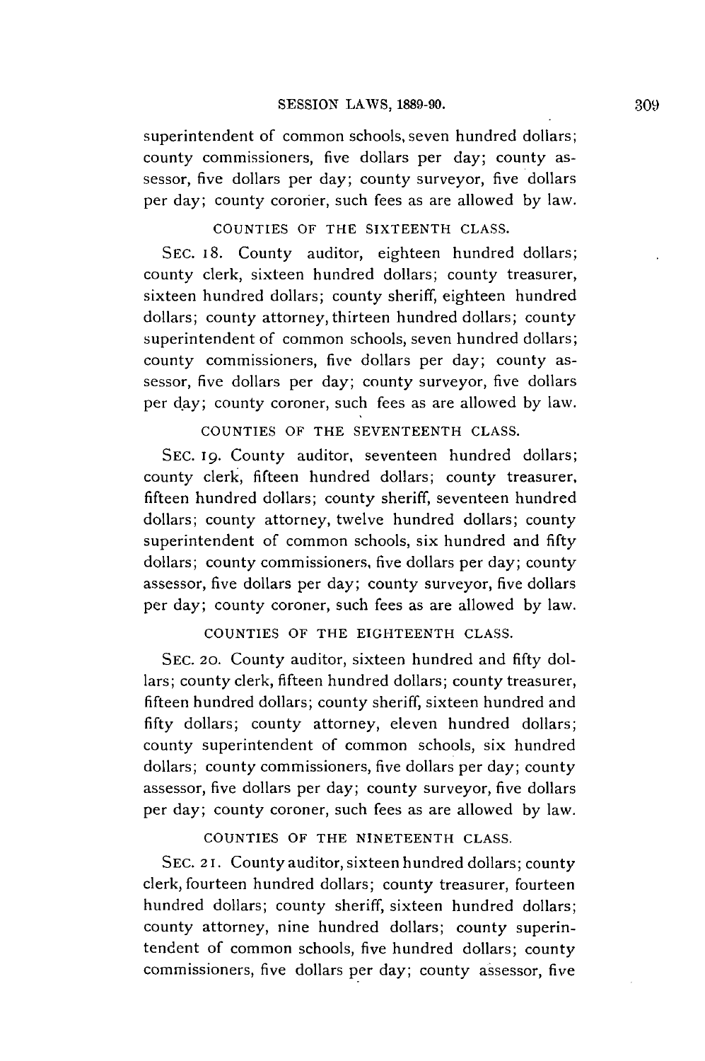superintendent of common schools, seven hundred dollars; county commissioners, five dollars per day; county assessor, five dollars per day; county surveyor, five dollars per day; county coroner, such fees as are allowed by law.

### COUNTIES OF THE SIXTEENTH CLASS.

SEC. 18. County auditor, eighteen hundred dollars; county clerk, sixteen hundred dollars; county treasurer, sixteen hundred dollars; county sheriff, eighteen hundred dollars; county attorney, thirteen hundred dollars; county superintendent of common schools, seven hundred dollars; county commissioners, five dollars per day; county assessor, five dollars per day; county surveyor, five dollars per day; county coroner, such fees as are allowed by law.

### COUNTIES OF THE SEVENTEENTH CLASS.

SEC. 19. County auditor, seventeen hundred dollars; county clerk, fifteen hundred dollars; county treasurer, fifteen hundred dollars; county sheriff, seventeen hundred dollars; county attorney, twelve hundred dollars; county superintendent of common schools, six hundred and fifty dollars; county commissioners, five dollars per day; county assessor, five dollars per day; county surveyor, five dollars per day; county coroner, such fees as are allowed by law.

### COUNTIES OF THE EIGHTEENTH CLASS.

SEC. 20. County auditor, sixteen hundred and fifty dollars; county clerk, fifteen hundred dollars; county treasurer, fifteen hundred dollars; county sheriff, sixteen hundred and fifty dollars; county attorney, eleven hundred dollars; county superintendent of common schools, six hundred dollars; county commissioners, five dollars per day; county assessor, five dollars per day; county surveyor, five dollars per day; county coroner, such fees as are allowed by law.

### COUNTIES OF THE NINETEENTH CLASS.

SEC. 21. County auditor, sixteen hundred dollars; county clerk, fourteen hundred dollars; county treasurer, fourteen hundred dollars; county sheriff, sixteen hundred dollars; county attorney, nine hundred dollars; county superintendent of common schools, five hundred dollars; county commissioners, five dollars per day; county assessor, five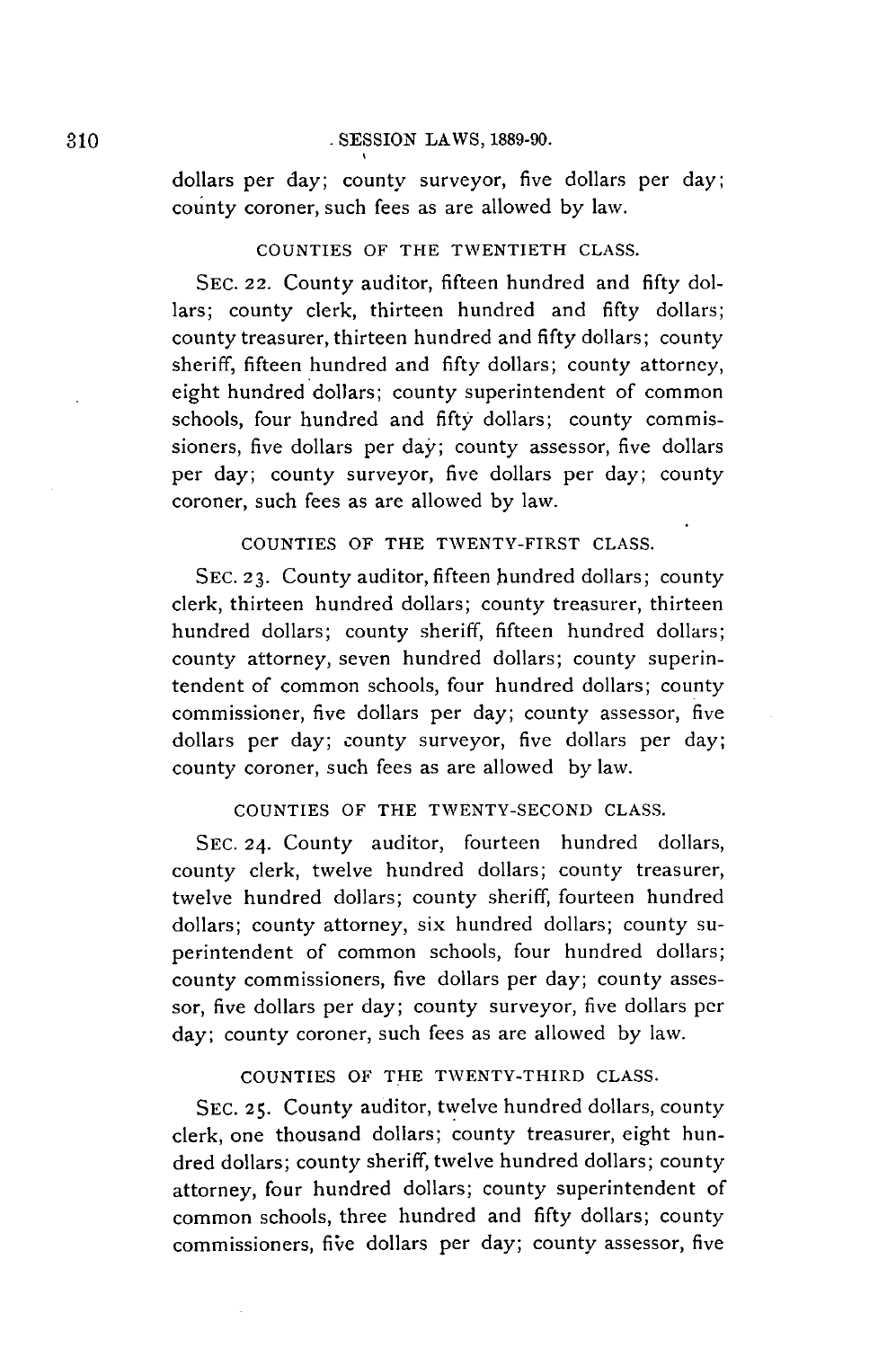dollars per day; county surveyor, five dollars per day; county coroner, such fees as are allowed by law.

COUNTIES OF THE TWENTIETH CLASS.

SEC. 22. County auditor, fifteen hundred and fifty dollars; county clerk, thirteen hundred and fifty dollars; county treasurer, thirteen hundred and fifty dollars; county sheriff, fifteen hundred and fifty dollars; county attorney, eight hundred dollars; county superintendent of common schools, four hundred and fifty dollars; county commissioners, five dollars per day; county assessor, five dollars per day; county surveyor, five dollars per day; county coroner, such fees as are allowed by law.

COUNTIES OF THE TWENTY-FIRST CLASS.

SEC. 23. County auditor, fifteen hundred dollars; county clerk, thirteen hundred dollars; county treasurer, thirteen hundred dollars; county sheriff, fifteen hundred dollars; county attorney, seven hundred dollars; county superintendent of common schools, four hundred dollars; county commissioner, five dollars per day; county assessor, five dollars per day; county surveyor, five dollars per day; county coroner, such fees as are allowed by law.

COUNTIES OF THE TWENTY-SECOND CLASS.

SEC. 24. County auditor, fourteen hundred dollars, county clerk, twelve hundred dollars; county treasurer, twelve hundred dollars; county sheriff, fourteen hundred dollars; county attorney, six hundred dollars; county superintendent of common schools, four hundred dollars; county commissioners, five dollars per day; county assessor, five dollars per day; county surveyor, five dollars per day; county coroner, such fees as are allowed by law.

COUNTIES OF THE TWENTY-THIRD CLASS.

SEC. 25. County auditor, twelve hundred dollars, county clerk, one thousand dollars; county treasurer, eight hundred dollars; county sheriff, twelve hundred dollars; county attorney, four hundred dollars; county superintendent of common schools, three hundred and fifty dollars; county commissioners, five dollars per day; county assessor, five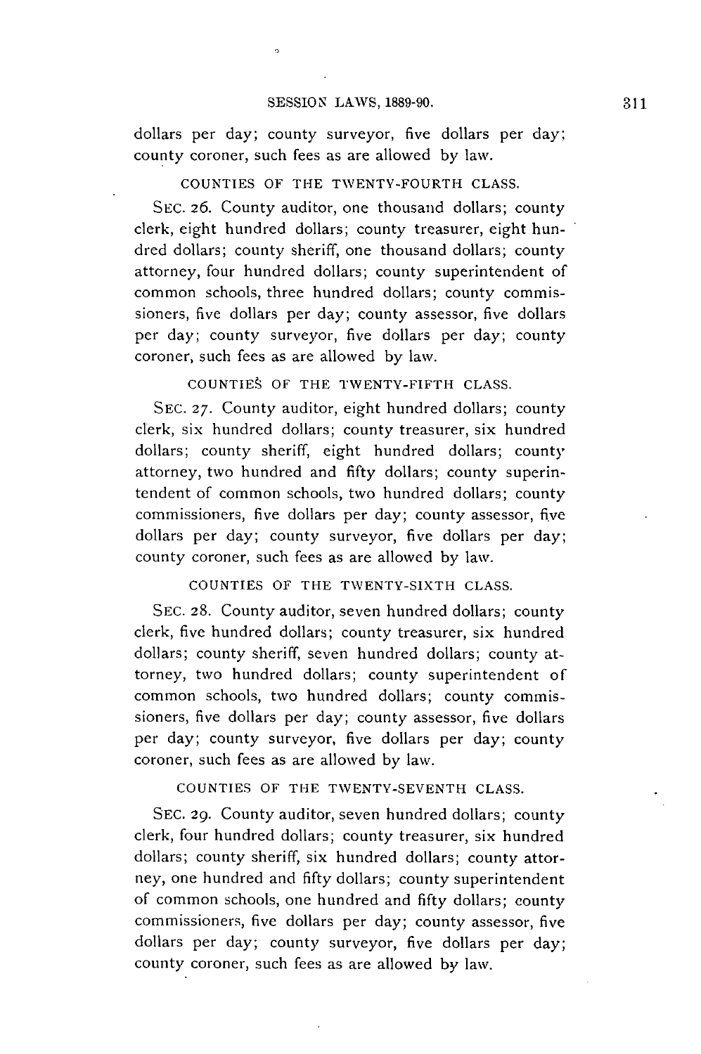dollars per day; county surveyor, five dollars per day; county coroner, such fees as are allowed by law.

### COUNTIES OF THE TWENTY-FOURTH CLASS.

SEC. 26. County auditor, one thousand dollars; county clerk, eight hundred dollars; county treasurer, eight hundred dollars; county sheriff, one thousand dollars; county attorney, four hundred dollars; county superintendent of common schools, three hundred dollars; county commissioners, five dollars per day; county assessor, five dollars per day; county surveyor, five dollars per day; county coroner, such fees as are allowed by law.

### COUNTIES OF THE TWENTY-FIFTH CLASS.

SEC. 27. County auditor, eight hundred dollars; county clerk, six hundred dollars; county treasurer, six hundred dollars; county sheriff, eight hundred dollars; county attorney, two hundred and fifty dollars; county superintendent of common schools, two hundred dollars; county commissioners, five dollars per day; county assessor, five dollars per day; county surveyor, five dollars per day; county coroner, such fees as are allowed by law.

### COUNTIES OF THE TWENTY-SIXTH CLASS.

SEC. 28. County auditor, seven hundred dollars; county clerk, five hundred dollars; county treasurer, six hundred dollars; county sheriff, seven hundred dollars; county attorney, two hundred dollars; county superintendent of common schools, two hundred dollars; county commissioners, five dollars per day; county assessor, five dollars per day; county surveyor, five dollars per day; county coroner, such fees as are allowed by law.

### COUNTIES OF THE TWENTY-SEVENTH CLASS.

SEC. 29. County auditor, seven hundred dollars; county clerk, four hundred dollars; county treasurer, six hundred dollars; county sheriff, six hundred dollars; county attorney, one hundred and fifty dollars; county superintendent of common schools, one hundred and fifty dollars; county commissioners, five dollars per day; county assessor, five dollars per day; county surveyor, five dollars per day; county coroner, such fees as are allowed by law.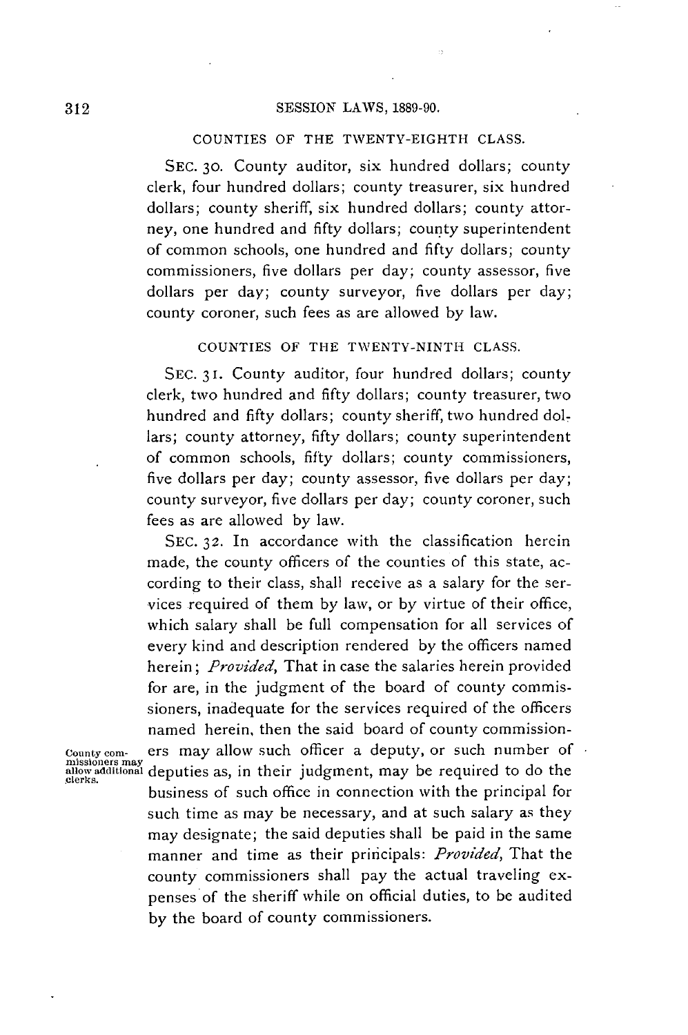COUNTIES OF THE TWENTY-EIGHTH CLASS.

SEC. 30. County auditor, six hundred dollars; county clerk, four hundred dollars; county treasurer, six hundred dollars; county sheriff, six hundred dollars; county attorney, one hundred and fifty dollars; county superintendent of common schools, one hundred and fifty dollars; county commissioners, five dollars per day; county assessor, five dollars per day; county surveyor, five dollars per day; county coroner, such fees as are allowed by law.

COUNTIES OF THE TWENTY-NINTH CLASS.

SEC. 31. County auditor, four hundred dollars; county clerk, two hundred and fifty dollars; county treasurer, two hundred and fifty dollars; county sheriff, two hundred dollars; county attorney, fifty dollars; county superintendent of common schools, fifty dollars; county commissioners, five dollars per day; county assessor, five dollars per day; county surveyor, five dollars per day; county coroner, such fees as are allowed by law.

County commissioners may allow additional clerks.

SEC. 32. In accordance with the classification herein made, the county officers of the counties of this state, according to their class, shall receive as a salary for the services required of them by law, or by virtue of their office, which salary shall be full compensation for all services of every kind and description rendered by the officers named herein; *Provided*, That in case the salaries herein provided for are, in the judgment of the board of county commissioners, inadequate for the services required of the officers named herein, then the said board of county commissioners may allow such officer a deputy, or such number of deputies as, in their judgment, may be required to do the business of such office in connection with the principal for such time as may be necessary, and at such salary as they may designate; the said deputies shall be paid in the same manner and time as their principals: *Provided*, That the county commissioners shall pay the actual traveling expenses of the sheriff while on official duties, to be audited by the board of county commissioners.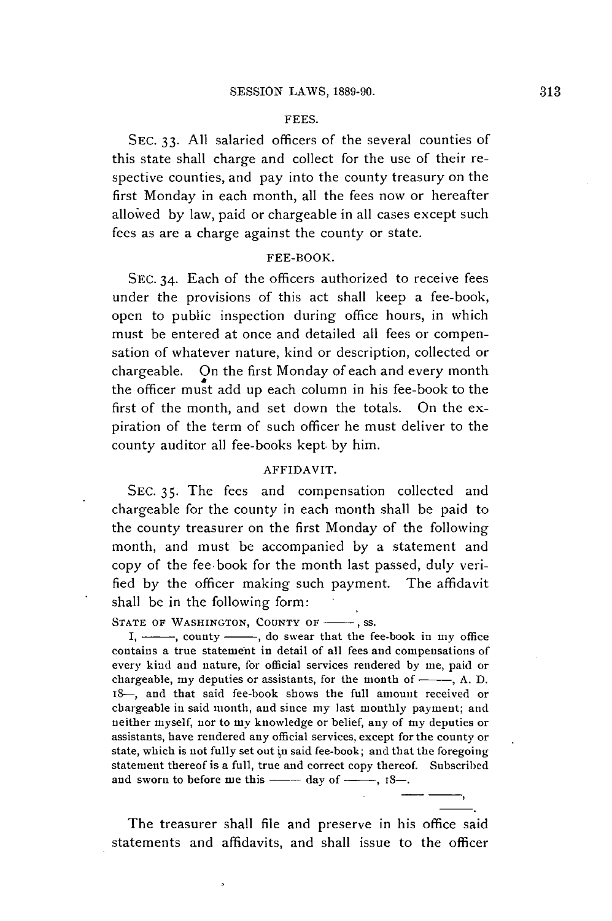### FEES.

SEC. 33. All salaried officers of the several counties of this state shall charge and collect for the use of their respective counties, and pay into the county treasury on the first Monday in each month, all the fees now or hereafter allowed by law, paid or chargeable in all cases except such fees as are a charge against the county or state.

### FEE-BOOK.

SEC. 34. Each of the officers authorized to receive fees under the provisions of this act shall keep a fee-book, open to public inspection during office hours, in which must be entered at once and detailed all fees or compensation of whatever nature, kind or description, collected or chargeable. On the first Monday of each and every month the officer must add up each column in his fee-book to the first of the month, and set down the totals. On the expiration of the term of such officer he must deliver to the county auditor all fee-books kept by him.

### AFFIDAVIT.

SEC. 35. The fees and compensation collected and chargeable for the county in each month shall be paid to the county treasurer on the first Monday of the following month, and must be accompanied by a statement and copy of the fee-book for the month last passed, duly verified by the officer making such payment. The affidavit shall be in the following form:

STATE OF WASHINGTON, COUNTY OF ——, ss.

I, ——, county ——, do swear that the fee-book in my office contains a true statement in detail of all fees and compensations of every kind and nature, for official services rendered by me, paid or chargeable, my deputies or assistants, for the month of ——, A. D. 18—, and that said fee-book shows the full amount received or chargeable in said month, and since my last monthly payment; and neither myself, nor to my knowledge or belief, any of my deputies or assistants, have rendered any official services, except for the county or state, which is not fully set out in said fee-book; and that the foregoing statement thereof is a full, true and correct copy thereof. Subscribed and sworn to before me this —— day of ——, 18—.

—— ——,

——.

The treasurer shall file and preserve in his office said statements and affidavits, and shall issue to the officer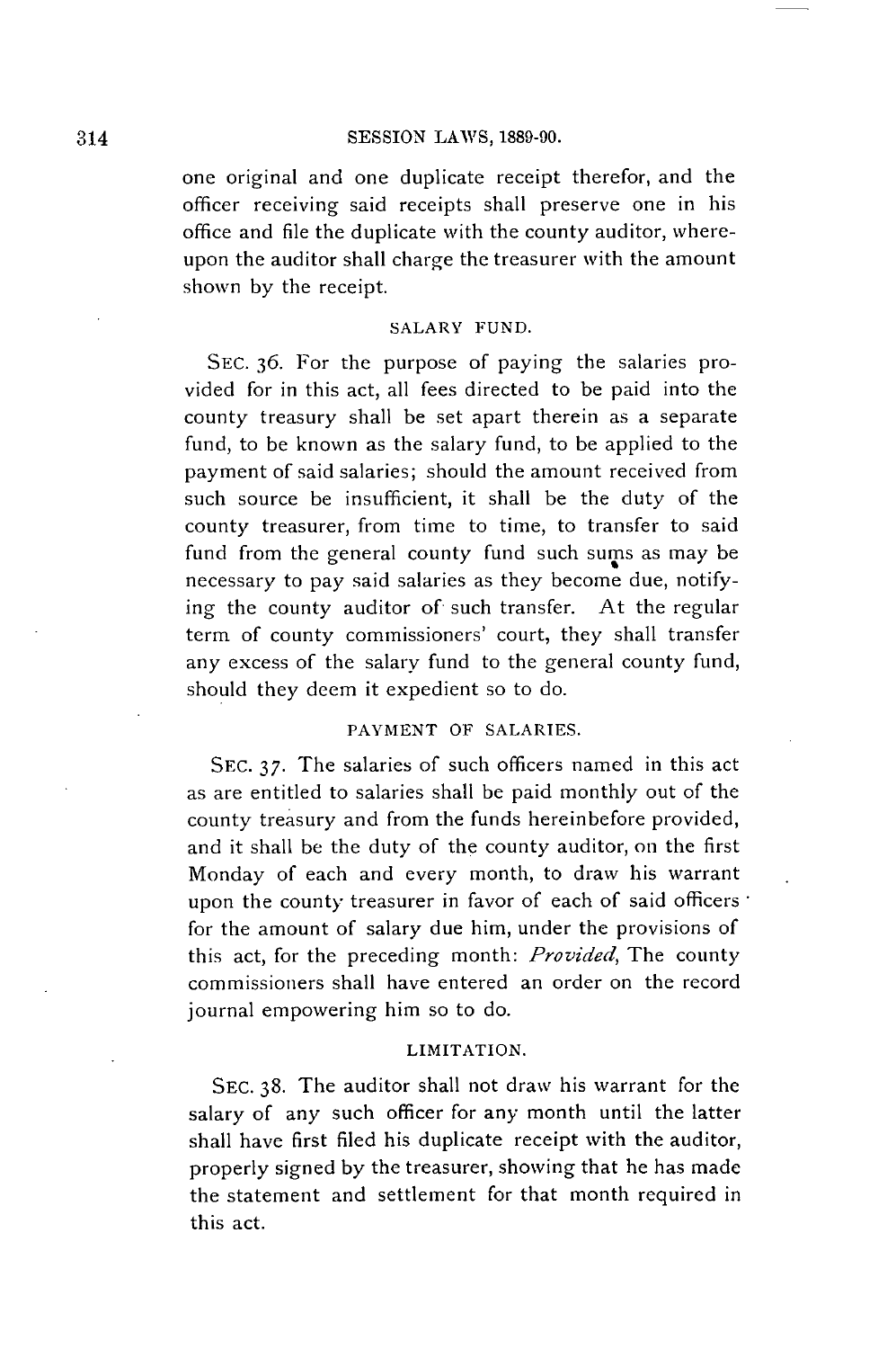one original and one duplicate receipt therefor, and the officer receiving said receipts shall preserve one in his office and file the duplicate with the county auditor, whereupon the auditor shall charge the treasurer with the amount shown by the receipt.

SALARY FUND.

SEC. 36. For the purpose of paying the salaries provided for in this act, all fees directed to be paid into the county treasury shall be set apart therein as a separate fund, to be known as the salary fund, to be applied to the payment of said salaries; should the amount received from such source be insufficient, it shall be the duty of the county treasurer, from time to time, to transfer to said fund from the general county fund such sums as may be necessary to pay said salaries as they become due, notifying the county auditor of such transfer. At the regular term of county commissioners' court, they shall transfer any excess of the salary fund to the general county fund, should they deem it expedient so to do.

PAYMENT OF SALARIES.

SEC. 37. The salaries of such officers named in this act as are entitled to salaries shall be paid monthly out of the county treasury and from the funds hereinbefore provided, and it shall be the duty of the county auditor, on the first Monday of each and every month, to draw his warrant upon the county treasurer in favor of each of said officers for the amount of salary due him, under the provisions of this act, for the preceding month: *Provided*, The county commissioners shall have entered an order on the record journal empowering him so to do.

LIMITATION.

SEC. 38. The auditor shall not draw his warrant for the salary of any such officer for any month until the latter shall have first filed his duplicate receipt with the auditor, properly signed by the treasurer, showing that he has made the statement and settlement for that month required in this act.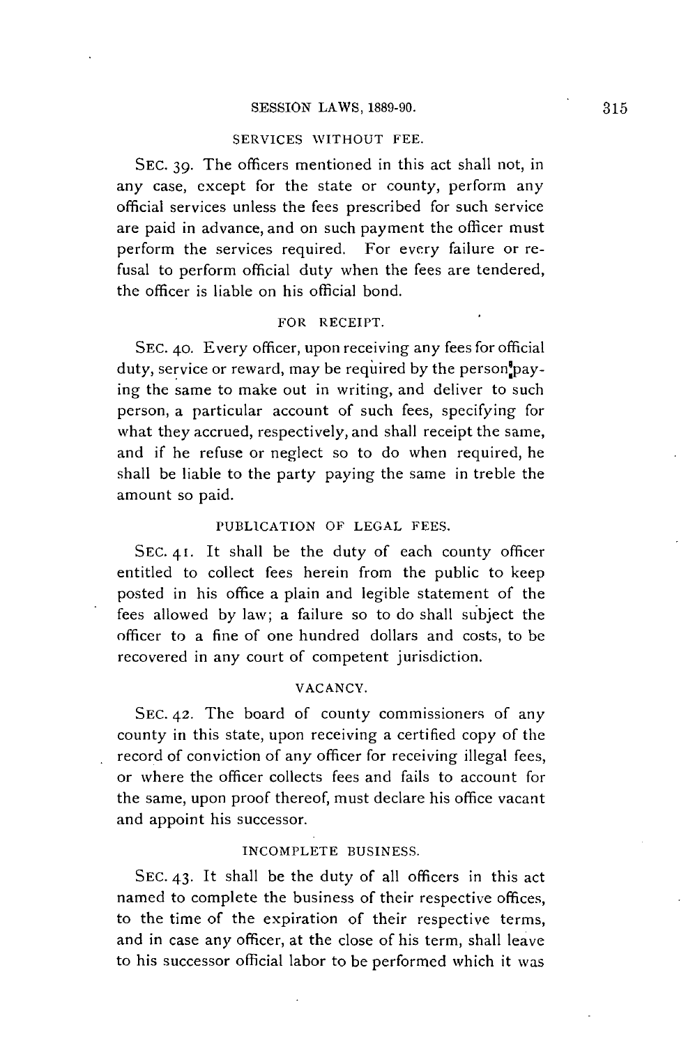### SERVICES WITHOUT FEE.

SEC. 39. The officers mentioned in this act shall not, in any case, except for the state or county, perform any official services unless the fees prescribed for such service are paid in advance, and on such payment the officer must perform the services required. For every failure or refusal to perform official duty when the fees are tendered, the officer is liable on his official bond.

### FOR RECEIPT.

SEC. 40. Every officer, upon receiving any fees for official duty, service or reward, may be required by the person paying the same to make out in writing, and deliver to such person, a particular account of such fees, specifying for what they accrued, respectively, and shall receipt the same, and if he refuse or neglect so to do when required, he shall be liable to the party paying the same in treble the amount so paid.

### PUBLICATION OF LEGAL FEES.

SEC. 41. It shall be the duty of each county officer entitled to collect fees herein from the public to keep posted in his office a plain and legible statement of the fees allowed by law; a failure so to do shall subject the officer to a fine of one hundred dollars and costs, to be recovered in any court of competent jurisdiction.

### VACANCY.

SEC. 42. The board of county commissioners of any county in this state, upon receiving a certified copy of the record of conviction of any officer for receiving illegal fees, or where the officer collects fees and fails to account for the same, upon proof thereof, must declare his office vacant and appoint his successor.

### INCOMPLETE BUSINESS.

SEC. 43. It shall be the duty of all officers in this act named to complete the business of their respective offices, to the time of the expiration of their respective terms, and in case any officer, at the close of his term, shall leave to his successor official labor to be performed which it was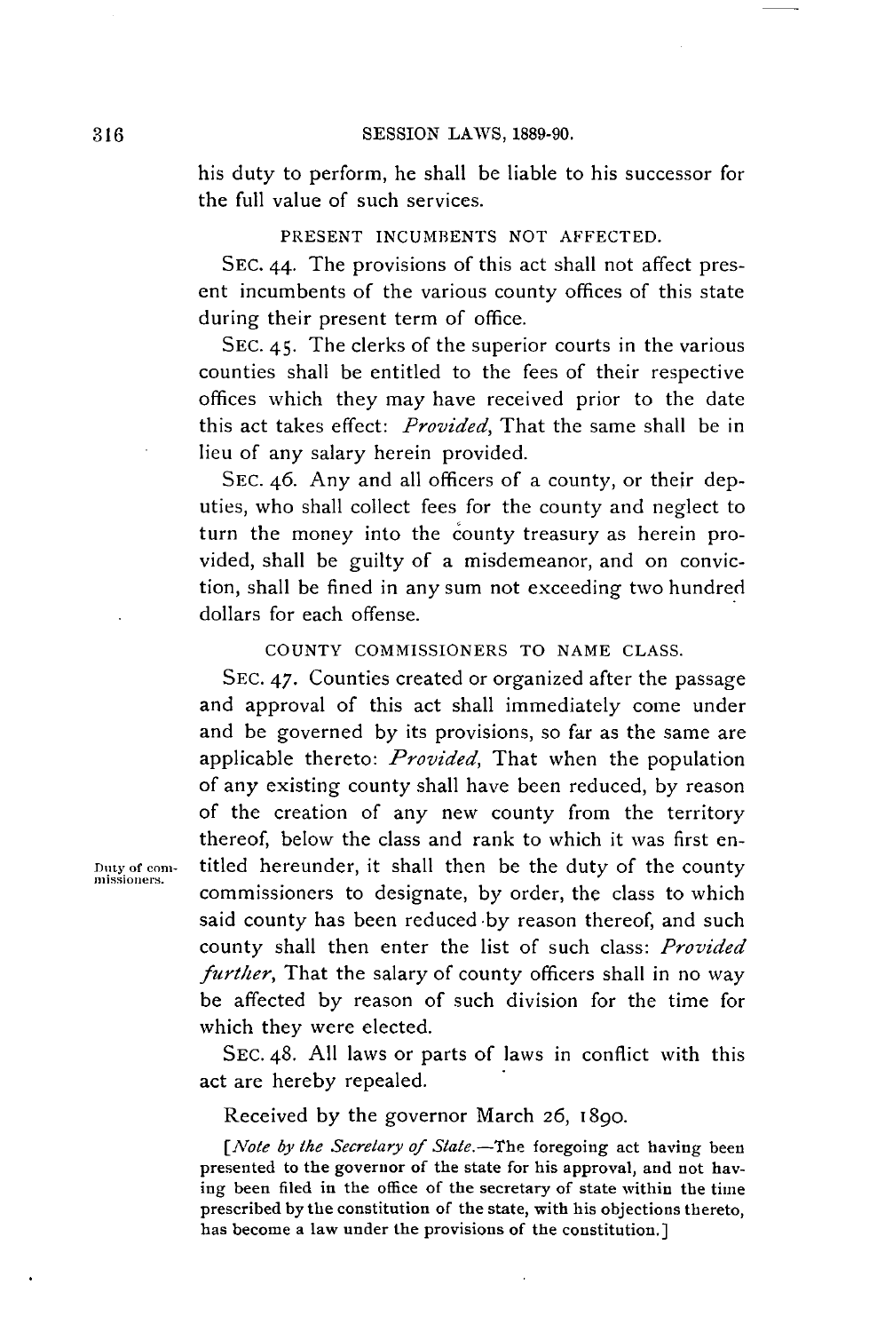his duty to perform, he shall be liable to his successor for the full value of such services.

PRESENT INCUMBENTS NOT AFFECTED.

SEC. 44. The provisions of this act shall not affect present incumbents of the various county offices of this state during their present term of office.

SEC. 45. The clerks of the superior courts in the various counties shall be entitled to the fees of their respective offices which they may have received prior to the date this act takes effect: *Provided*, That the same shall be in lieu of any salary herein provided.

SEC. 46. Any and all officers of a county, or their deputies, who shall collect fees for the county and neglect to turn the money into the county treasury as herein provided, shall be guilty of a misdemeanor, and on conviction, shall be fined in any sum not exceeding two hundred dollars for each offense.

COUNTY COMMISSIONERS TO NAME CLASS.

SEC. 47. Counties created or organized after the passage and approval of this act shall immediately come under and be governed by its provisions, so far as the same are applicable thereto: *Provided*, That when the population of any existing county shall have been reduced, by reason of the creation of any new county from the territory thereof, below the class and rank to which it was first entitled hereunder, it shall then be the duty of the county commissioners to designate, by order, the class to which said county has been reduced by reason thereof, and such county shall then enter the list of such class: *Provided further*, That the salary of county officers shall in no way be affected by reason of such division for the time for which they were elected.

Duty of commissioners.

SEC. 48. All laws or parts of laws in conflict with this act are hereby repealed.

Received by the governor March 26, 1890.

[*Note by the Secretary of State.*—The foregoing act having been presented to the governor of the state for his approval, and not having been filed in the office of the secretary of state within the time prescribed by the constitution of the state, with his objections thereto, has become a law under the provisions of the constitution.]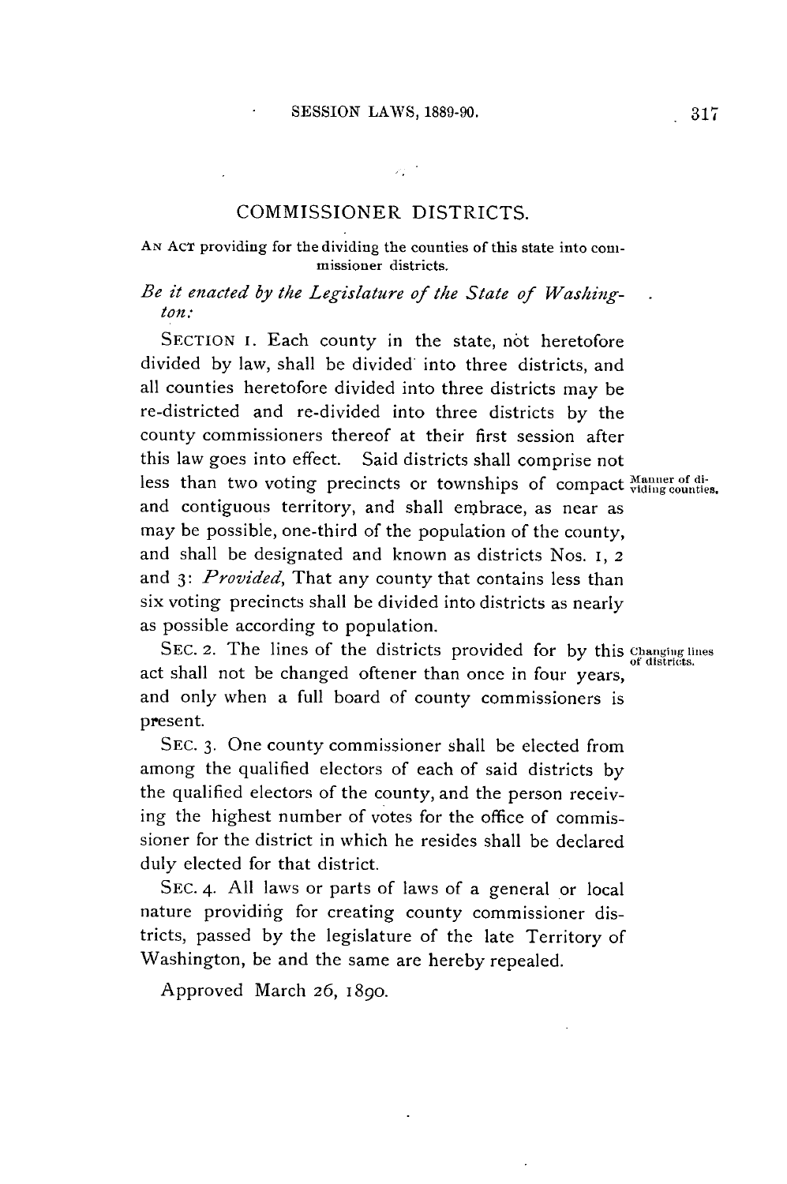## COMMISSIONER DISTRICTS.

AN ACT providing for the dividing the counties of this state into commissioner districts.

*Be it enacted by the Legislature of the State of Washington:*

SECTION 1. Each county in the state, not heretofore divided by law, shall be divided into three districts, and all counties heretofore divided into three districts may be re-districted and re-divided into three districts by the county commissioners thereof at their first session after this law goes into effect. Said districts shall comprise not less than two voting precincts or townships of compact and contiguous territory, and shall embrace, as near as may be possible, one-third of the population of the county, and shall be designated and known as districts Nos. 1, 2 and 3: *Provided*, That any county that contains less than six voting precincts shall be divided into districts as nearly as possible according to population.

Manner of dividing counties.

SEC. 2. The lines of the districts provided for by this act shall not be changed oftener than once in four years, and only when a full board of county commissioners is present.

Changing lines of districts.

SEC. 3. One county commissioner shall be elected from among the qualified electors of each of said districts by the qualified electors of the county, and the person receiving the highest number of votes for the office of commissioner for the district in which he resides shall be declared duly elected for that district.

SEC. 4. All laws or parts of laws of a general or local nature providing for creating county commissioner districts, passed by the legislature of the late Territory of Washington, be and the same are hereby repealed.

Approved March 26, 1890.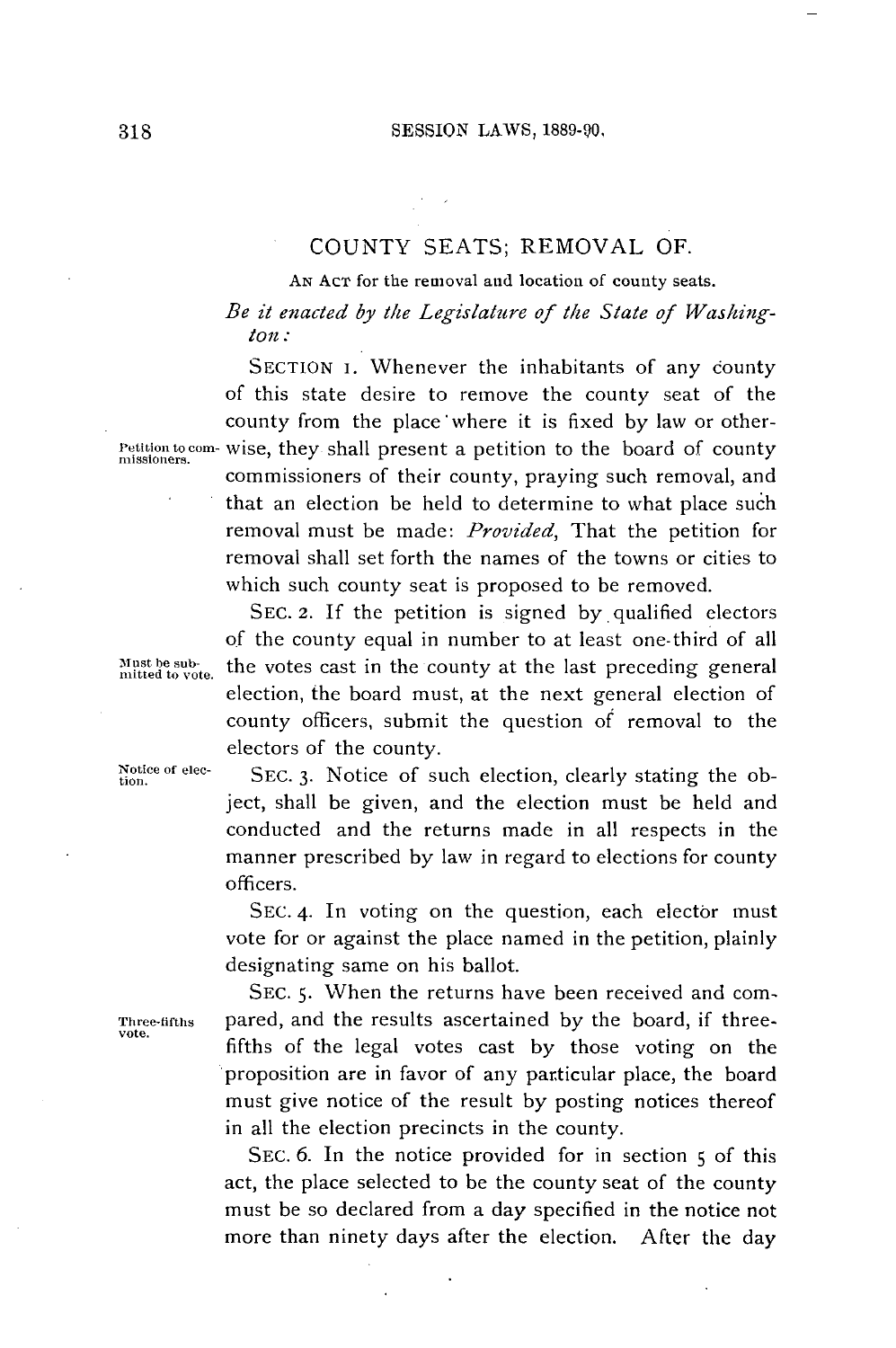## COUNTY SEATS; REMOVAL OF.

AN ACT for the removal and location of county seats.

*Be it enacted by the Legislature of the State of Washington:*

SECTION 1. Whenever the inhabitants of any county of this state desire to remove the county seat of the county from the place where it is fixed by law or otherwise, they shall present a petition to the board of county commissioners of their county, praying such removal, and that an election be held to determine to what place such removal must be made: *Provided*, That the petition for removal shall set forth the names of the towns or cities to which such county seat is proposed to be removed.

Petition to commissioners.

SEC. 2. If the petition is signed by qualified electors of the county equal in number to at least one-third of all the votes cast in the county at the last preceding general election, the board must, at the next general election of county officers, submit the question of removal to the electors of the county.

Must be submitted to vote.

SEC. 3. Notice of such election, clearly stating the object, shall be given, and the election must be held and conducted and the returns made in all respects in the manner prescribed by law in regard to elections for county officers.

Notice of election.

SEC. 4. In voting on the question, each elector must vote for or against the place named in the petition, plainly designating same on his ballot.

SEC. 5. When the returns have been received and compared, and the results ascertained by the board, if three-fifths of the legal votes cast by those voting on the proposition are in favor of any particular place, the board must give notice of the result by posting notices thereof in all the election precincts in the county.

Three-fifths vote.

SEC. 6. In the notice provided for in section 5 of this act, the place selected to be the county seat of the county must be so declared from a day specified in the notice not more than ninety days after the election. After the day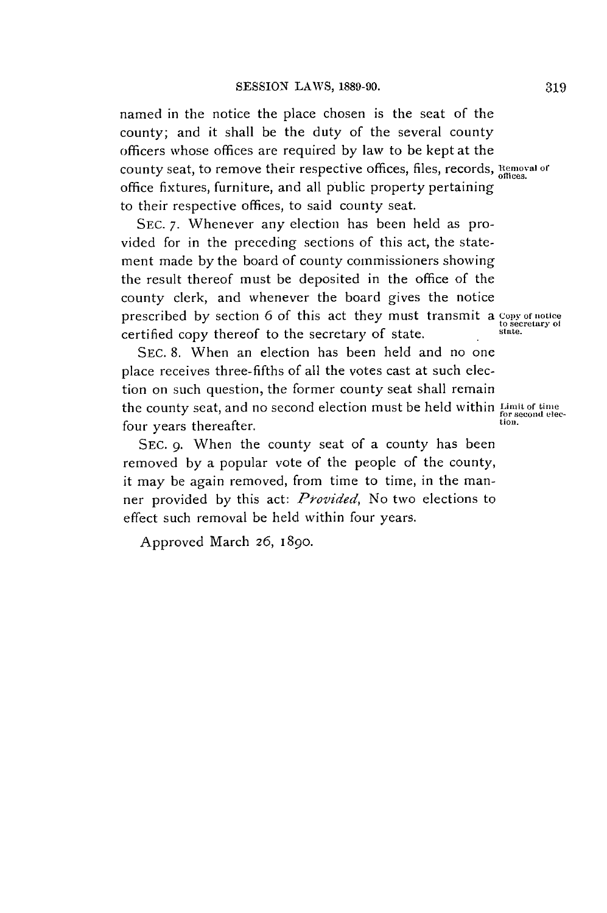named in the notice the place chosen is the seat of the county; and it shall be the duty of the several county officers whose offices are required by law to be kept at the county seat, to remove their respective offices, files, records, office fixtures, furniture, and all public property pertaining to their respective offices, to said county seat.

Removal of offices.

SEC. 7. Whenever any election has been held as provided for in the preceding sections of this act, the statement made by the board of county commissioners showing the result thereof must be deposited in the office of the county clerk, and whenever the board gives the notice prescribed by section 6 of this act they must transmit a certified copy thereof to the secretary of state.

Copy of notice to secretary of state.

SEC. 8. When an election has been held and no one place receives three-fifths of all the votes cast at such election on such question, the former county seat shall remain the county seat, and no second election must be held within four years thereafter.

Limit of time for second election.

SEC. 9. When the county seat of a county has been removed by a popular vote of the people of the county, it may be again removed, from time to time, in the manner provided by this act: *Provided*, No two elections to effect such removal be held within four years.

Approved March 26, 1890.